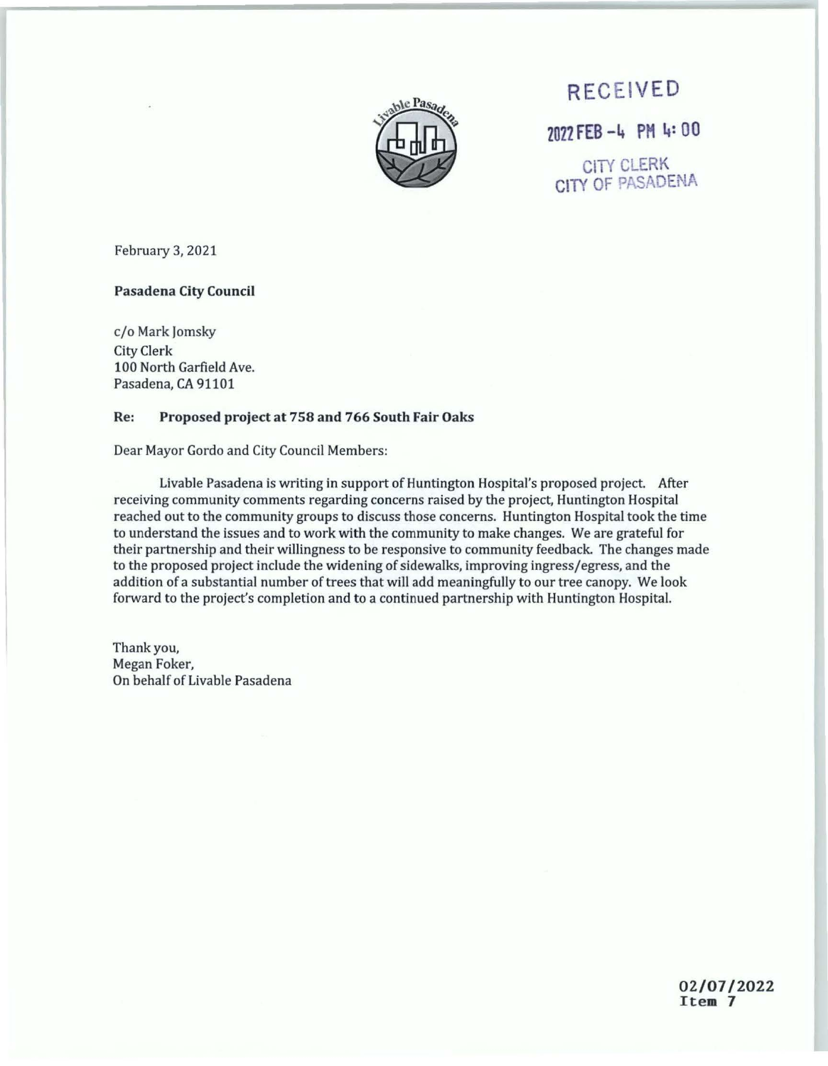RECEIVED

2022 FEB -4 PM 4:00

CITY CLERK
CITY OF PASADENA

February 3, 2021

**Pasadena City Council**

c/o Mark Jomsky
City Clerk
100 North Garfield Ave.
Pasadena, CA 91101

**Re: Proposed project at 758 and 766 South Fair Oaks**

Dear Mayor Gordo and City Council Members:

Livable Pasadena is writing in support of Huntington Hospital's proposed project. After receiving community comments regarding concerns raised by the project, Huntington Hospital reached out to the community groups to discuss those concerns. Huntington Hospital took the time to understand the issues and to work with the community to make changes. We are grateful for their partnership and their willingness to be responsive to community feedback. The changes made to the proposed project include the widening of sidewalks, improving ingress/egress, and the addition of a substantial number of trees that will add meaningfully to our tree canopy. We look forward to the project's completion and to a continued partnership with Huntington Hospital.

Thank you,
Megan Foker,
On behalf of Livable Pasadena

**02/07/2022**
**Item 7**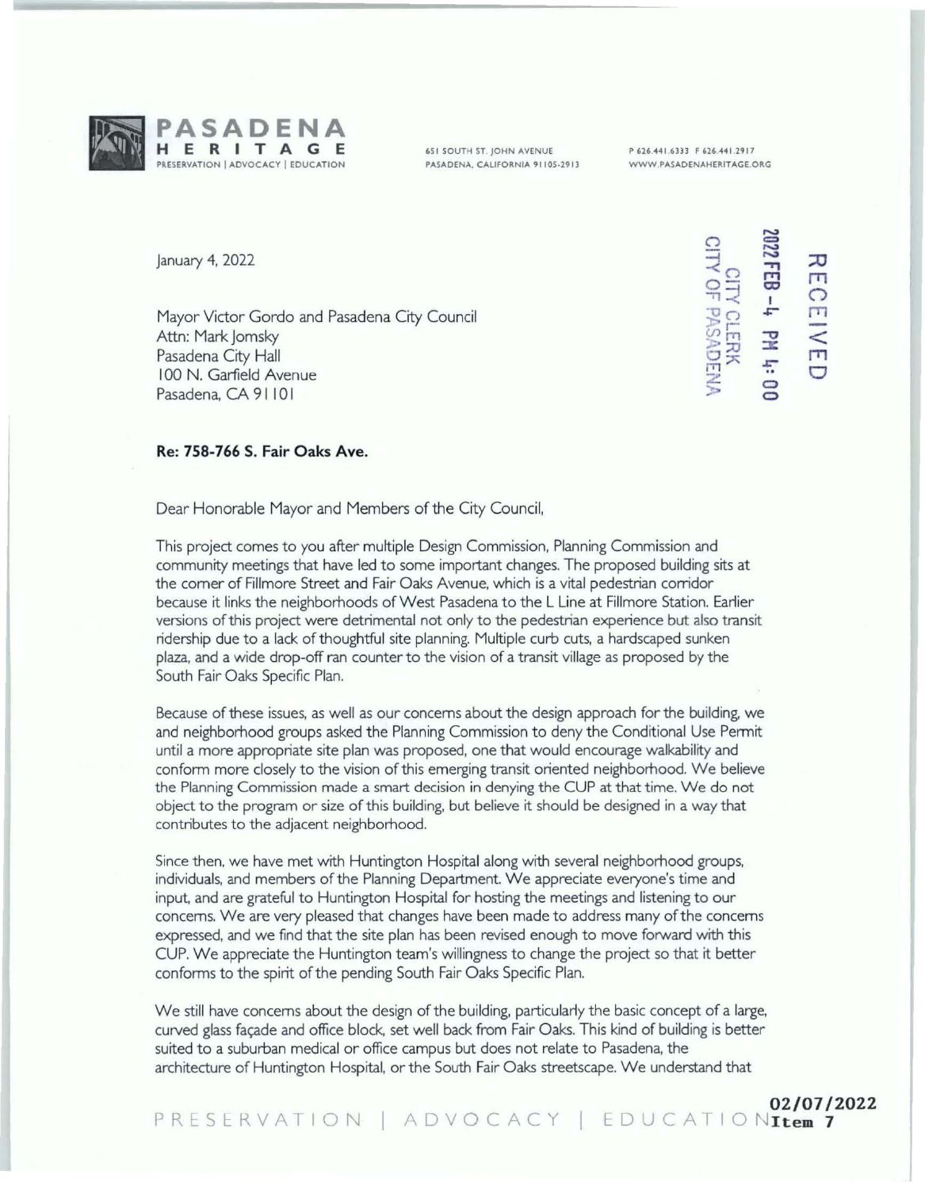**PASADENA HERITAGE**
PRESERVATION | ADVOCACY | EDUCATION

651 SOUTH ST. JOHN AVENUE
PASADENA, CALIFORNIA 91105-2913

P 626.441.6333 F 626.441.2917
WWW.PASADENAHERITAGE.ORG

RECEIVED
2022 FEB -4 PM 4:00
CITY CLERK
CITY OF PASADENA

January 4, 2022

Mayor Victor Gordo and Pasadena City Council
Attn: Mark Jomsky
Pasadena City Hall
100 N. Garfield Avenue
Pasadena, CA 91101

**Re: 758-766 S. Fair Oaks Ave.**

Dear Honorable Mayor and Members of the City Council,

This project comes to you after multiple Design Commission, Planning Commission and community meetings that have led to some important changes. The proposed building sits at the corner of Fillmore Street and Fair Oaks Avenue, which is a vital pedestrian corridor because it links the neighborhoods of West Pasadena to the L Line at Fillmore Station. Earlier versions of this project were detrimental not only to the pedestrian experience but also transit ridership due to a lack of thoughtful site planning. Multiple curb cuts, a hardscaped sunken plaza, and a wide drop-off ran counter to the vision of a transit village as proposed by the South Fair Oaks Specific Plan.

Because of these issues, as well as our concerns about the design approach for the building, we and neighborhood groups asked the Planning Commission to deny the Conditional Use Permit until a more appropriate site plan was proposed, one that would encourage walkability and conform more closely to the vision of this emerging transit oriented neighborhood. We believe the Planning Commission made a smart decision in denying the CUP at that time. We do not object to the program or size of this building, but believe it should be designed in a way that contributes to the adjacent neighborhood.

Since then, we have met with Huntington Hospital along with several neighborhood groups, individuals, and members of the Planning Department. We appreciate everyone's time and input, and are grateful to Huntington Hospital for hosting the meetings and listening to our concerns. We are very pleased that changes have been made to address many of the concerns expressed, and we find that the site plan has been revised enough to move forward with this CUP. We appreciate the Huntington team's willingness to change the project so that it better conforms to the spirit of the pending South Fair Oaks Specific Plan.

We still have concerns about the design of the building, particularly the basic concept of a large, curved glass façade and office block, set well back from Fair Oaks. This kind of building is better suited to a suburban medical or office campus but does not relate to Pasadena, the architecture of Huntington Hospital, or the South Fair Oaks streetscape. We understand that

02/07/2022
Item 7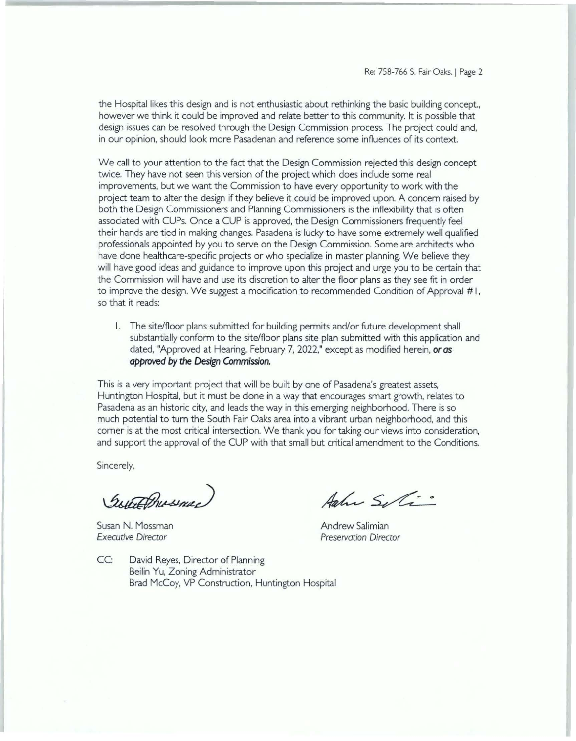the Hospital likes this design and is not enthusiastic about rethinking the basic building concept., however we think it could be improved and relate better to this community. It is possible that design issues can be resolved through the Design Commission process. The project could and, in our opinion, should look more Pasadenan and reference some influences of its context.

We call to your attention to the fact that the Design Commission rejected this design concept twice. They have not seen this version of the project which does include some real improvements, but we want the Commission to have every opportunity to work with the project team to alter the design if they believe it could be improved upon. A concern raised by both the Design Commissioners and Planning Commissioners is the inflexibility that is often associated with CUPs. Once a CUP is approved, the Design Commissioners frequently feel their hands are tied in making changes. Pasadena is lucky to have some extremely well qualified professionals appointed by you to serve on the Design Commission. Some are architects who have done healthcare-specific projects or who specialize in master planning. We believe they will have good ideas and guidance to improve upon this project and urge you to be certain that the Commission will have and use its discretion to alter the floor plans as they see fit in order to improve the design. We suggest a modification to recommended Condition of Approval #1, so that it reads:

1. The site/floor plans submitted for building permits and/or future development shall substantially conform to the site/floor plans site plan submitted with this application and dated, "Approved at Hearing, February 7, 2022," except as modified herein, ***or as approved by the Design Commission.***

This is a very important project that will be built by one of Pasadena's greatest assets, Huntington Hospital, but it must be done in a way that encourages smart growth, relates to Pasadena as an historic city, and leads the way in this emerging neighborhood. There is so much potential to turn the South Fair Oaks area into a vibrant urban neighborhood, and this corner is at the most critical intersection. We thank you for taking our views into consideration, and support the approval of the CUP with that small but critical amendment to the Conditions.

Sincerely,

Susan N. Mossman
*Executive Director*

Andrew Salimian
*Preservation Director*

CC: David Reyes, Director of Planning
Beilin Yu, Zoning Administrator
Brad McCoy, VP Construction, Huntington Hospital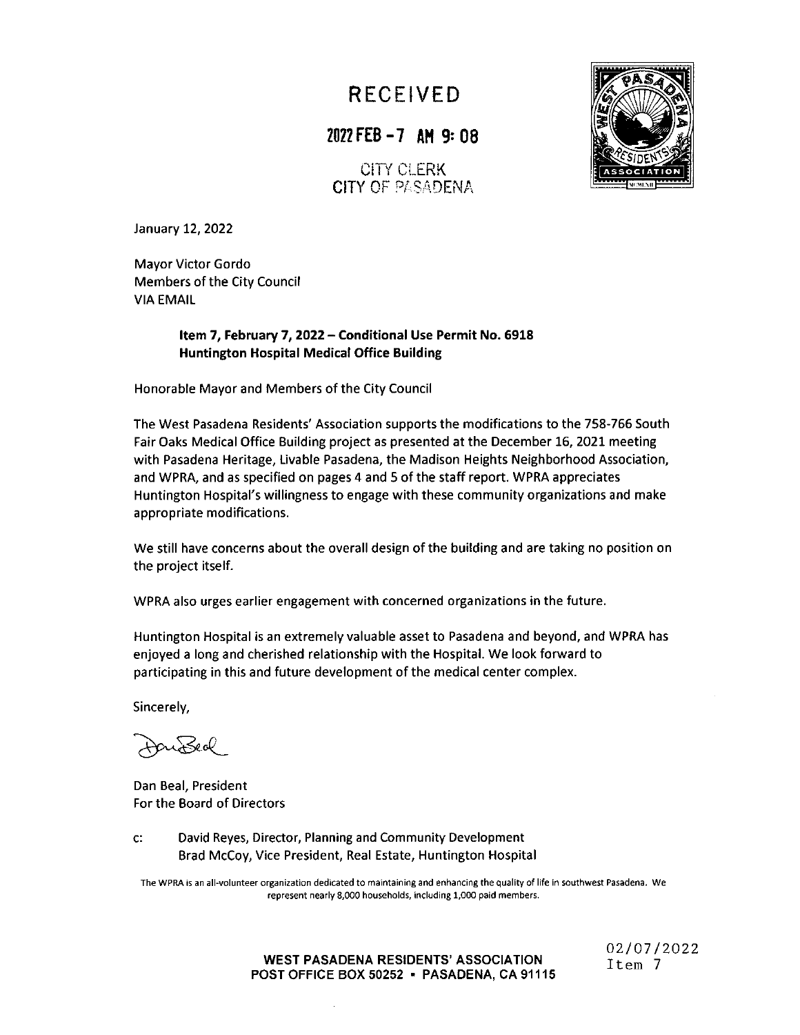# RECEIVED

**2022 FEB -7 AM 9:08**

CITY CLERK
CITY OF PASADENA

January 12, 2022

Mayor Victor Gordo
Members of the City Council
VIA EMAIL

**Item 7, February 7, 2022 – Conditional Use Permit No. 6918**
**Huntington Hospital Medical Office Building**

Honorable Mayor and Members of the City Council

The West Pasadena Residents' Association supports the modifications to the 758-766 South Fair Oaks Medical Office Building project as presented at the December 16, 2021 meeting with Pasadena Heritage, Livable Pasadena, the Madison Heights Neighborhood Association, and WPRA, and as specified on pages 4 and 5 of the staff report. WPRA appreciates Huntington Hospital's willingness to engage with these community organizations and make appropriate modifications.

We still have concerns about the overall design of the building and are taking no position on the project itself.

WPRA also urges earlier engagement with concerned organizations in the future.

Huntington Hospital is an extremely valuable asset to Pasadena and beyond, and WPRA has enjoyed a long and cherished relationship with the Hospital. We look forward to participating in this and future development of the medical center complex.

Sincerely,

Dan Beal, President
For the Board of Directors

c: David Reyes, Director, Planning and Community Development
Brad McCoy, Vice President, Real Estate, Huntington Hospital

The WPRA is an all-volunteer organization dedicated to maintaining and enhancing the quality of life in southwest Pasadena. We represent nearly 8,000 households, including 1,000 paid members.

**WEST PASADENA RESIDENTS' ASSOCIATION**
**POST OFFICE BOX 50252 • PASADENA, CA 91115**

02/07/2022
Item 7